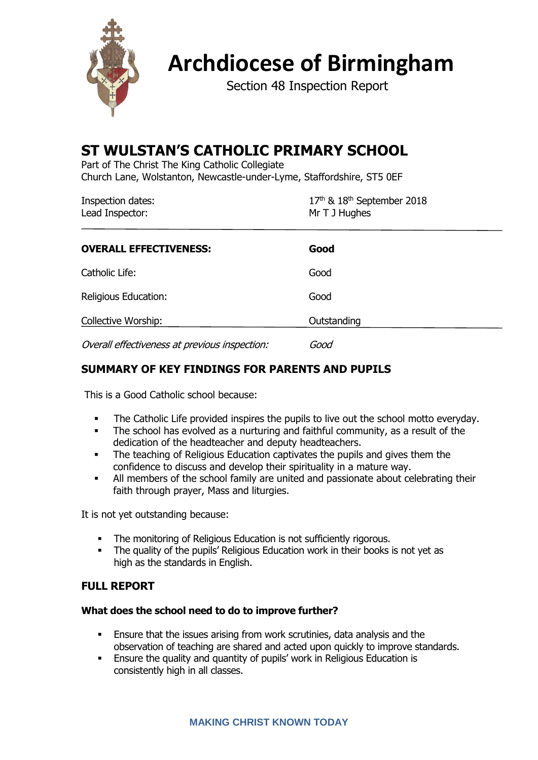# Archdiocese of Birmingham

Section 48 Inspection Report

## ST WULSTAN'S CATHOLIC PRIMARY SCHOOL

Part of The Christ The King Catholic Collegiate
Church Lane, Wolstanton, Newcastle-under-Lyme, Staffordshire, ST5 0EF

| | |
|---|---|
| Inspection dates: | 17th & 18th September 2018 |
| Lead Inspector: | Mr T J Hughes |

| | |
|---|---|
| **OVERALL EFFECTIVENESS:** | **Good** |
| Catholic Life: | Good |
| Religious Education: | Good |
| Collective Worship: | Outstanding |
| *Overall effectiveness at previous inspection:* | *Good* |

## SUMMARY OF KEY FINDINGS FOR PARENTS AND PUPILS

This is a Good Catholic school because:

- The Catholic Life provided inspires the pupils to live out the school motto everyday.
- The school has evolved as a nurturing and faithful community, as a result of the dedication of the headteacher and deputy headteachers.
- The teaching of Religious Education captivates the pupils and gives them the confidence to discuss and develop their spirituality in a mature way.
- All members of the school family are united and passionate about celebrating their faith through prayer, Mass and liturgies.

It is not yet outstanding because:

- The monitoring of Religious Education is not sufficiently rigorous.
- The quality of the pupils' Religious Education work in their books is not yet as high as the standards in English.

## FULL REPORT

### What does the school need to do to improve further?

- Ensure that the issues arising from work scrutinies, data analysis and the observation of teaching are shared and acted upon quickly to improve standards.
- Ensure the quality and quantity of pupils' work in Religious Education is consistently high in all classes.

MAKING CHRIST KNOWN TODAY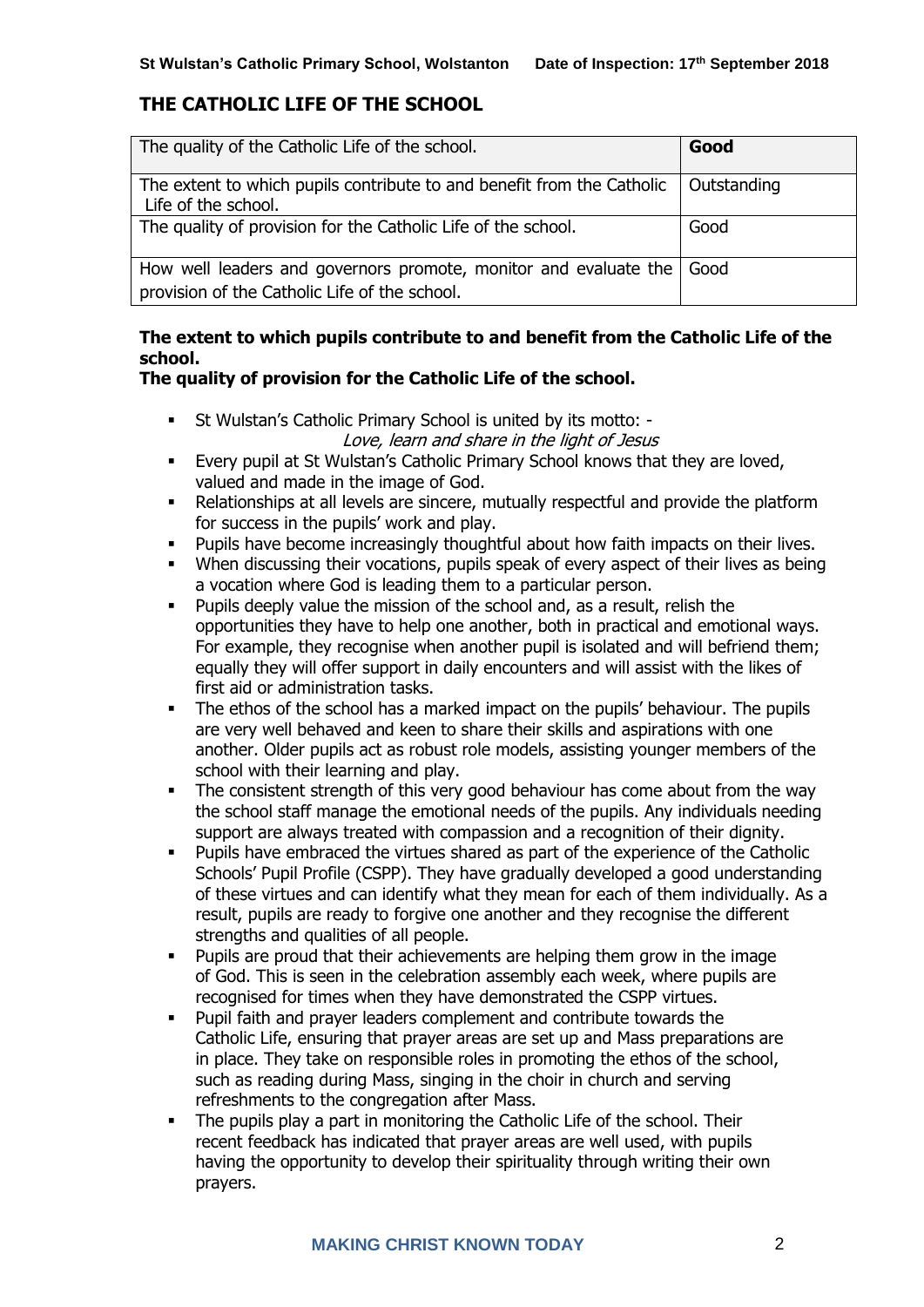## THE CATHOLIC LIFE OF THE SCHOOL

| The quality of the Catholic Life of the school. | **Good** |
|---|---|
| The extent to which pupils contribute to and benefit from the Catholic Life of the school. | Outstanding |
| The quality of provision for the Catholic Life of the school. | Good |
| How well leaders and governors promote, monitor and evaluate the provision of the Catholic Life of the school. | Good |

**The extent to which pupils contribute to and benefit from the Catholic Life of the school.**

**The quality of provision for the Catholic Life of the school.**

- St Wulstan's Catholic Primary School is united by its motto: -
  *Love, learn and share in the light of Jesus*
- Every pupil at St Wulstan's Catholic Primary School knows that they are loved, valued and made in the image of God.
- Relationships at all levels are sincere, mutually respectful and provide the platform for success in the pupils' work and play.
- Pupils have become increasingly thoughtful about how faith impacts on their lives.
- When discussing their vocations, pupils speak of every aspect of their lives as being a vocation where God is leading them to a particular person.
- Pupils deeply value the mission of the school and, as a result, relish the opportunities they have to help one another, both in practical and emotional ways. For example, they recognise when another pupil is isolated and will befriend them; equally they will offer support in daily encounters and will assist with the likes of first aid or administration tasks.
- The ethos of the school has a marked impact on the pupils' behaviour. The pupils are very well behaved and keen to share their skills and aspirations with one another. Older pupils act as robust role models, assisting younger members of the school with their learning and play.
- The consistent strength of this very good behaviour has come about from the way the school staff manage the emotional needs of the pupils. Any individuals needing support are always treated with compassion and a recognition of their dignity.
- Pupils have embraced the virtues shared as part of the experience of the Catholic Schools' Pupil Profile (CSPP). They have gradually developed a good understanding of these virtues and can identify what they mean for each of them individually. As a result, pupils are ready to forgive one another and they recognise the different strengths and qualities of all people.
- Pupils are proud that their achievements are helping them grow in the image of God. This is seen in the celebration assembly each week, where pupils are recognised for times when they have demonstrated the CSPP virtues.
- Pupil faith and prayer leaders complement and contribute towards the Catholic Life, ensuring that prayer areas are set up and Mass preparations are in place. They take on responsible roles in promoting the ethos of the school, such as reading during Mass, singing in the choir in church and serving refreshments to the congregation after Mass.
- The pupils play a part in monitoring the Catholic Life of the school. Their recent feedback has indicated that prayer areas are well used, with pupils having the opportunity to develop their spirituality through writing their own prayers.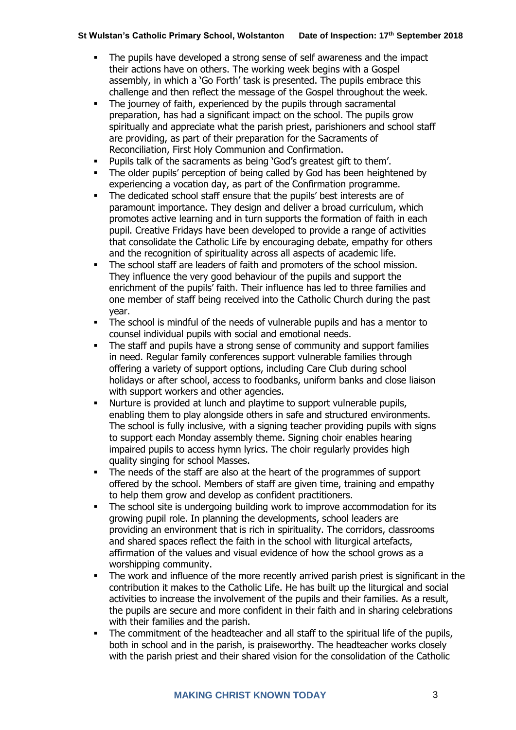- The pupils have developed a strong sense of self awareness and the impact their actions have on others. The working week begins with a Gospel assembly, in which a 'Go Forth' task is presented. The pupils embrace this challenge and then reflect the message of the Gospel throughout the week.
- The journey of faith, experienced by the pupils through sacramental preparation, has had a significant impact on the school. The pupils grow spiritually and appreciate what the parish priest, parishioners and school staff are providing, as part of their preparation for the Sacraments of Reconciliation, First Holy Communion and Confirmation.
- Pupils talk of the sacraments as being 'God's greatest gift to them'.
- The older pupils' perception of being called by God has been heightened by experiencing a vocation day, as part of the Confirmation programme.
- The dedicated school staff ensure that the pupils' best interests are of paramount importance. They design and deliver a broad curriculum, which promotes active learning and in turn supports the formation of faith in each pupil. Creative Fridays have been developed to provide a range of activities that consolidate the Catholic Life by encouraging debate, empathy for others and the recognition of spirituality across all aspects of academic life.
- The school staff are leaders of faith and promoters of the school mission. They influence the very good behaviour of the pupils and support the enrichment of the pupils' faith. Their influence has led to three families and one member of staff being received into the Catholic Church during the past year.
- The school is mindful of the needs of vulnerable pupils and has a mentor to counsel individual pupils with social and emotional needs.
- The staff and pupils have a strong sense of community and support families in need. Regular family conferences support vulnerable families through offering a variety of support options, including Care Club during school holidays or after school, access to foodbanks, uniform banks and close liaison with support workers and other agencies.
- Nurture is provided at lunch and playtime to support vulnerable pupils, enabling them to play alongside others in safe and structured environments. The school is fully inclusive, with a signing teacher providing pupils with signs to support each Monday assembly theme. Signing choir enables hearing impaired pupils to access hymn lyrics. The choir regularly provides high quality singing for school Masses.
- The needs of the staff are also at the heart of the programmes of support offered by the school. Members of staff are given time, training and empathy to help them grow and develop as confident practitioners.
- The school site is undergoing building work to improve accommodation for its growing pupil role. In planning the developments, school leaders are providing an environment that is rich in spirituality. The corridors, classrooms and shared spaces reflect the faith in the school with liturgical artefacts, affirmation of the values and visual evidence of how the school grows as a worshipping community.
- The work and influence of the more recently arrived parish priest is significant in the contribution it makes to the Catholic Life. He has built up the liturgical and social activities to increase the involvement of the pupils and their families. As a result, the pupils are secure and more confident in their faith and in sharing celebrations with their families and the parish.
- The commitment of the headteacher and all staff to the spiritual life of the pupils, both in school and in the parish, is praiseworthy. The headteacher works closely with the parish priest and their shared vision for the consolidation of the Catholic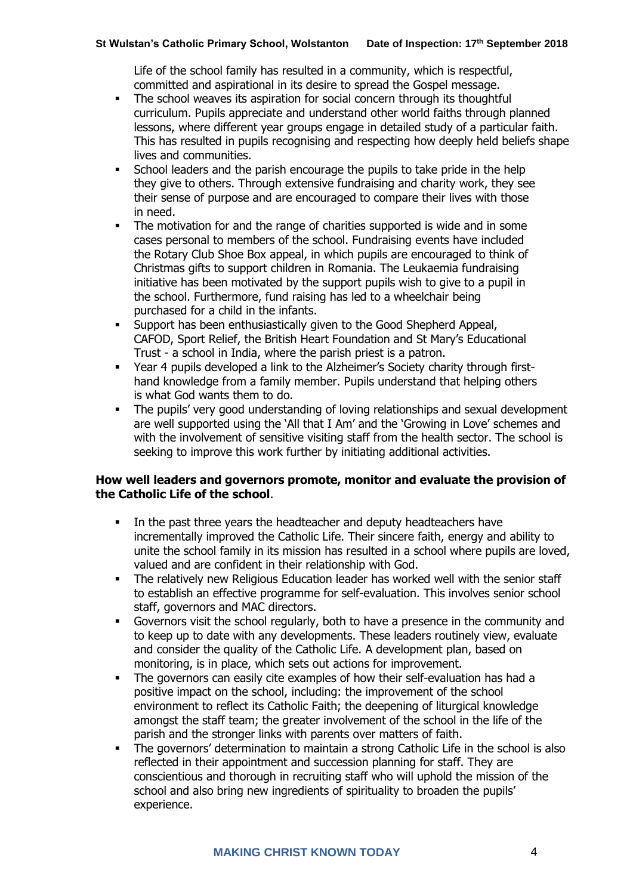Life of the school family has resulted in a community, which is respectful, committed and aspirational in its desire to spread the Gospel message.

- The school weaves its aspiration for social concern through its thoughtful curriculum. Pupils appreciate and understand other world faiths through planned lessons, where different year groups engage in detailed study of a particular faith. This has resulted in pupils recognising and respecting how deeply held beliefs shape lives and communities.
- School leaders and the parish encourage the pupils to take pride in the help they give to others. Through extensive fundraising and charity work, they see their sense of purpose and are encouraged to compare their lives with those in need.
- The motivation for and the range of charities supported is wide and in some cases personal to members of the school. Fundraising events have included the Rotary Club Shoe Box appeal, in which pupils are encouraged to think of Christmas gifts to support children in Romania. The Leukaemia fundraising initiative has been motivated by the support pupils wish to give to a pupil in the school. Furthermore, fund raising has led to a wheelchair being purchased for a child in the infants.
- Support has been enthusiastically given to the Good Shepherd Appeal, CAFOD, Sport Relief, the British Heart Foundation and St Mary's Educational Trust - a school in India, where the parish priest is a patron.
- Year 4 pupils developed a link to the Alzheimer's Society charity through first-hand knowledge from a family member. Pupils understand that helping others is what God wants them to do.
- The pupils' very good understanding of loving relationships and sexual development are well supported using the 'All that I Am' and the 'Growing in Love' schemes and with the involvement of sensitive visiting staff from the health sector. The school is seeking to improve this work further by initiating additional activities.

**How well leaders and governors promote, monitor and evaluate the provision of the Catholic Life of the school**.

- In the past three years the headteacher and deputy headteachers have incrementally improved the Catholic Life. Their sincere faith, energy and ability to unite the school family in its mission has resulted in a school where pupils are loved, valued and are confident in their relationship with God.
- The relatively new Religious Education leader has worked well with the senior staff to establish an effective programme for self-evaluation. This involves senior school staff, governors and MAC directors.
- Governors visit the school regularly, both to have a presence in the community and to keep up to date with any developments. These leaders routinely view, evaluate and consider the quality of the Catholic Life. A development plan, based on monitoring, is in place, which sets out actions for improvement.
- The governors can easily cite examples of how their self-evaluation has had a positive impact on the school, including: the improvement of the school environment to reflect its Catholic Faith; the deepening of liturgical knowledge amongst the staff team; the greater involvement of the school in the life of the parish and the stronger links with parents over matters of faith.
- The governors' determination to maintain a strong Catholic Life in the school is also reflected in their appointment and succession planning for staff. They are conscientious and thorough in recruiting staff who will uphold the mission of the school and also bring new ingredients of spirituality to broaden the pupils' experience.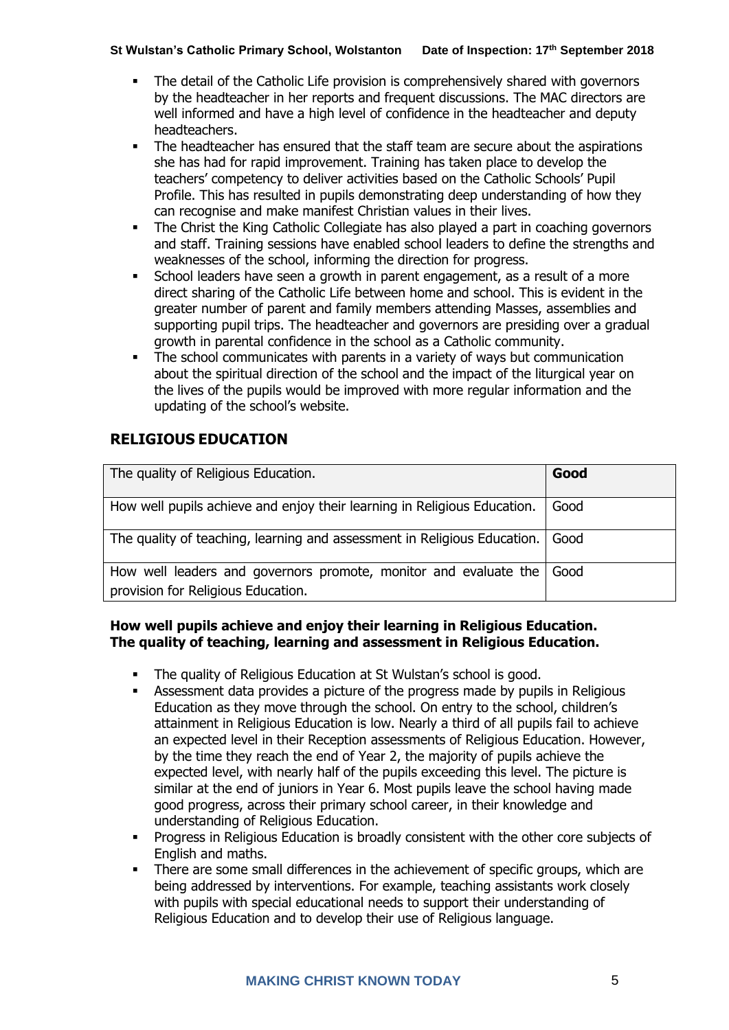- The detail of the Catholic Life provision is comprehensively shared with governors by the headteacher in her reports and frequent discussions. The MAC directors are well informed and have a high level of confidence in the headteacher and deputy headteachers.
- The headteacher has ensured that the staff team are secure about the aspirations she has had for rapid improvement. Training has taken place to develop the teachers' competency to deliver activities based on the Catholic Schools' Pupil Profile. This has resulted in pupils demonstrating deep understanding of how they can recognise and make manifest Christian values in their lives.
- The Christ the King Catholic Collegiate has also played a part in coaching governors and staff. Training sessions have enabled school leaders to define the strengths and weaknesses of the school, informing the direction for progress.
- School leaders have seen a growth in parent engagement, as a result of a more direct sharing of the Catholic Life between home and school. This is evident in the greater number of parent and family members attending Masses, assemblies and supporting pupil trips. The headteacher and governors are presiding over a gradual growth in parental confidence in the school as a Catholic community.
- The school communicates with parents in a variety of ways but communication about the spiritual direction of the school and the impact of the liturgical year on the lives of the pupils would be improved with more regular information and the updating of the school's website.

## RELIGIOUS EDUCATION

| The quality of Religious Education. | **Good** |
| --- | --- |
| How well pupils achieve and enjoy their learning in Religious Education. | Good |
| The quality of teaching, learning and assessment in Religious Education. | Good |
| How well leaders and governors promote, monitor and evaluate the provision for Religious Education. | Good |

**How well pupils achieve and enjoy their learning in Religious Education.**
**The quality of teaching, learning and assessment in Religious Education.**

- The quality of Religious Education at St Wulstan's school is good.
- Assessment data provides a picture of the progress made by pupils in Religious Education as they move through the school. On entry to the school, children's attainment in Religious Education is low. Nearly a third of all pupils fail to achieve an expected level in their Reception assessments of Religious Education. However, by the time they reach the end of Year 2, the majority of pupils achieve the expected level, with nearly half of the pupils exceeding this level. The picture is similar at the end of juniors in Year 6. Most pupils leave the school having made good progress, across their primary school career, in their knowledge and understanding of Religious Education.
- Progress in Religious Education is broadly consistent with the other core subjects of English and maths.
- There are some small differences in the achievement of specific groups, which are being addressed by interventions. For example, teaching assistants work closely with pupils with special educational needs to support their understanding of Religious Education and to develop their use of Religious language.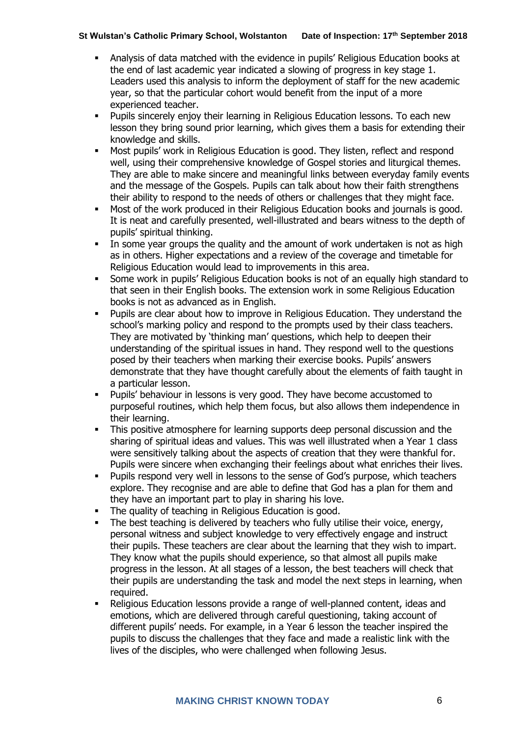- Analysis of data matched with the evidence in pupils' Religious Education books at the end of last academic year indicated a slowing of progress in key stage 1. Leaders used this analysis to inform the deployment of staff for the new academic year, so that the particular cohort would benefit from the input of a more experienced teacher.
- Pupils sincerely enjoy their learning in Religious Education lessons. To each new lesson they bring sound prior learning, which gives them a basis for extending their knowledge and skills.
- Most pupils' work in Religious Education is good. They listen, reflect and respond well, using their comprehensive knowledge of Gospel stories and liturgical themes. They are able to make sincere and meaningful links between everyday family events and the message of the Gospels. Pupils can talk about how their faith strengthens their ability to respond to the needs of others or challenges that they might face.
- Most of the work produced in their Religious Education books and journals is good. It is neat and carefully presented, well-illustrated and bears witness to the depth of pupils' spiritual thinking.
- In some year groups the quality and the amount of work undertaken is not as high as in others. Higher expectations and a review of the coverage and timetable for Religious Education would lead to improvements in this area.
- Some work in pupils' Religious Education books is not of an equally high standard to that seen in their English books. The extension work in some Religious Education books is not as advanced as in English.
- Pupils are clear about how to improve in Religious Education. They understand the school's marking policy and respond to the prompts used by their class teachers. They are motivated by 'thinking man' questions, which help to deepen their understanding of the spiritual issues in hand. They respond well to the questions posed by their teachers when marking their exercise books. Pupils' answers demonstrate that they have thought carefully about the elements of faith taught in a particular lesson.
- Pupils' behaviour in lessons is very good. They have become accustomed to purposeful routines, which help them focus, but also allows them independence in their learning.
- This positive atmosphere for learning supports deep personal discussion and the sharing of spiritual ideas and values. This was well illustrated when a Year 1 class were sensitively talking about the aspects of creation that they were thankful for. Pupils were sincere when exchanging their feelings about what enriches their lives.
- Pupils respond very well in lessons to the sense of God's purpose, which teachers explore. They recognise and are able to define that God has a plan for them and they have an important part to play in sharing his love.
- The quality of teaching in Religious Education is good.
- The best teaching is delivered by teachers who fully utilise their voice, energy, personal witness and subject knowledge to very effectively engage and instruct their pupils. These teachers are clear about the learning that they wish to impart. They know what the pupils should experience, so that almost all pupils make progress in the lesson. At all stages of a lesson, the best teachers will check that their pupils are understanding the task and model the next steps in learning, when required.
- Religious Education lessons provide a range of well-planned content, ideas and emotions, which are delivered through careful questioning, taking account of different pupils' needs. For example, in a Year 6 lesson the teacher inspired the pupils to discuss the challenges that they face and made a realistic link with the lives of the disciples, who were challenged when following Jesus.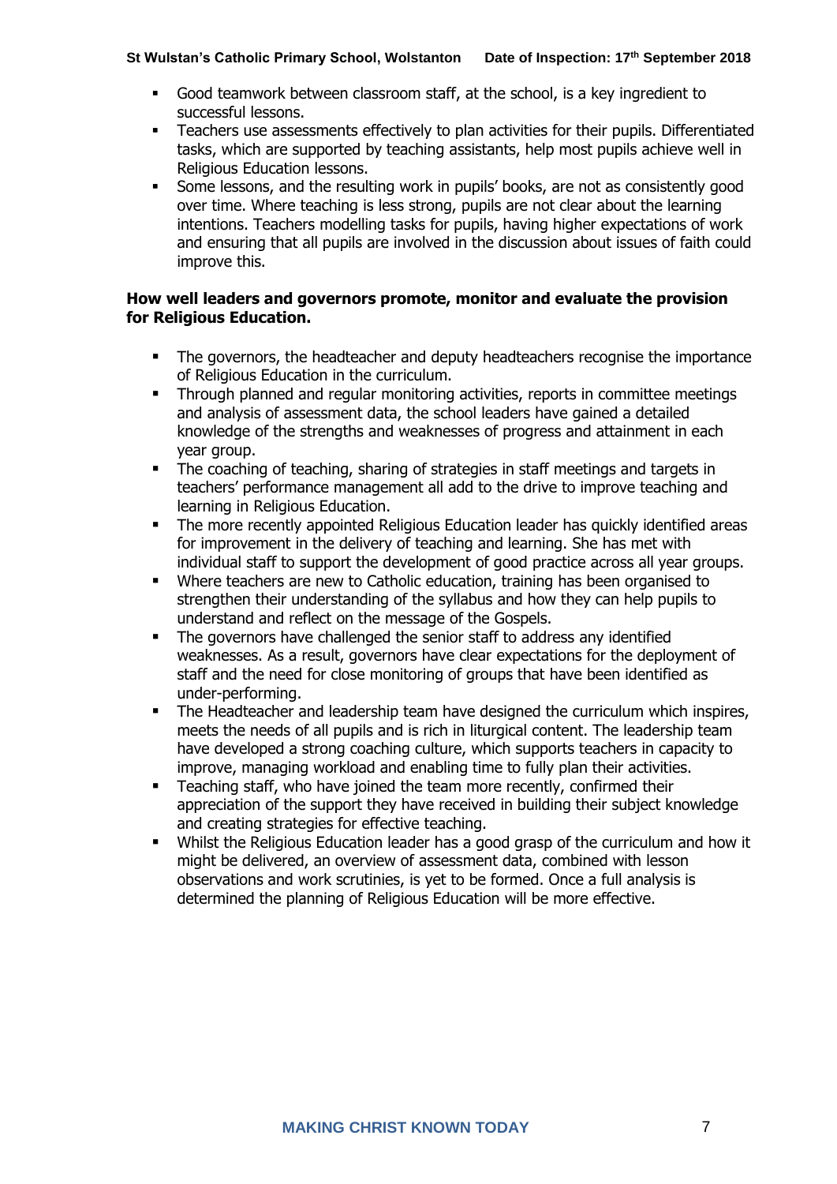- Good teamwork between classroom staff, at the school, is a key ingredient to successful lessons.
- Teachers use assessments effectively to plan activities for their pupils. Differentiated tasks, which are supported by teaching assistants, help most pupils achieve well in Religious Education lessons.
- Some lessons, and the resulting work in pupils' books, are not as consistently good over time. Where teaching is less strong, pupils are not clear about the learning intentions. Teachers modelling tasks for pupils, having higher expectations of work and ensuring that all pupils are involved in the discussion about issues of faith could improve this.

**How well leaders and governors promote, monitor and evaluate the provision for Religious Education.**

- The governors, the headteacher and deputy headteachers recognise the importance of Religious Education in the curriculum.
- Through planned and regular monitoring activities, reports in committee meetings and analysis of assessment data, the school leaders have gained a detailed knowledge of the strengths and weaknesses of progress and attainment in each year group.
- The coaching of teaching, sharing of strategies in staff meetings and targets in teachers' performance management all add to the drive to improve teaching and learning in Religious Education.
- The more recently appointed Religious Education leader has quickly identified areas for improvement in the delivery of teaching and learning. She has met with individual staff to support the development of good practice across all year groups.
- Where teachers are new to Catholic education, training has been organised to strengthen their understanding of the syllabus and how they can help pupils to understand and reflect on the message of the Gospels.
- The governors have challenged the senior staff to address any identified weaknesses. As a result, governors have clear expectations for the deployment of staff and the need for close monitoring of groups that have been identified as under-performing.
- The Headteacher and leadership team have designed the curriculum which inspires, meets the needs of all pupils and is rich in liturgical content. The leadership team have developed a strong coaching culture, which supports teachers in capacity to improve, managing workload and enabling time to fully plan their activities.
- Teaching staff, who have joined the team more recently, confirmed their appreciation of the support they have received in building their subject knowledge and creating strategies for effective teaching.
- Whilst the Religious Education leader has a good grasp of the curriculum and how it might be delivered, an overview of assessment data, combined with lesson observations and work scrutinies, is yet to be formed. Once a full analysis is determined the planning of Religious Education will be more effective.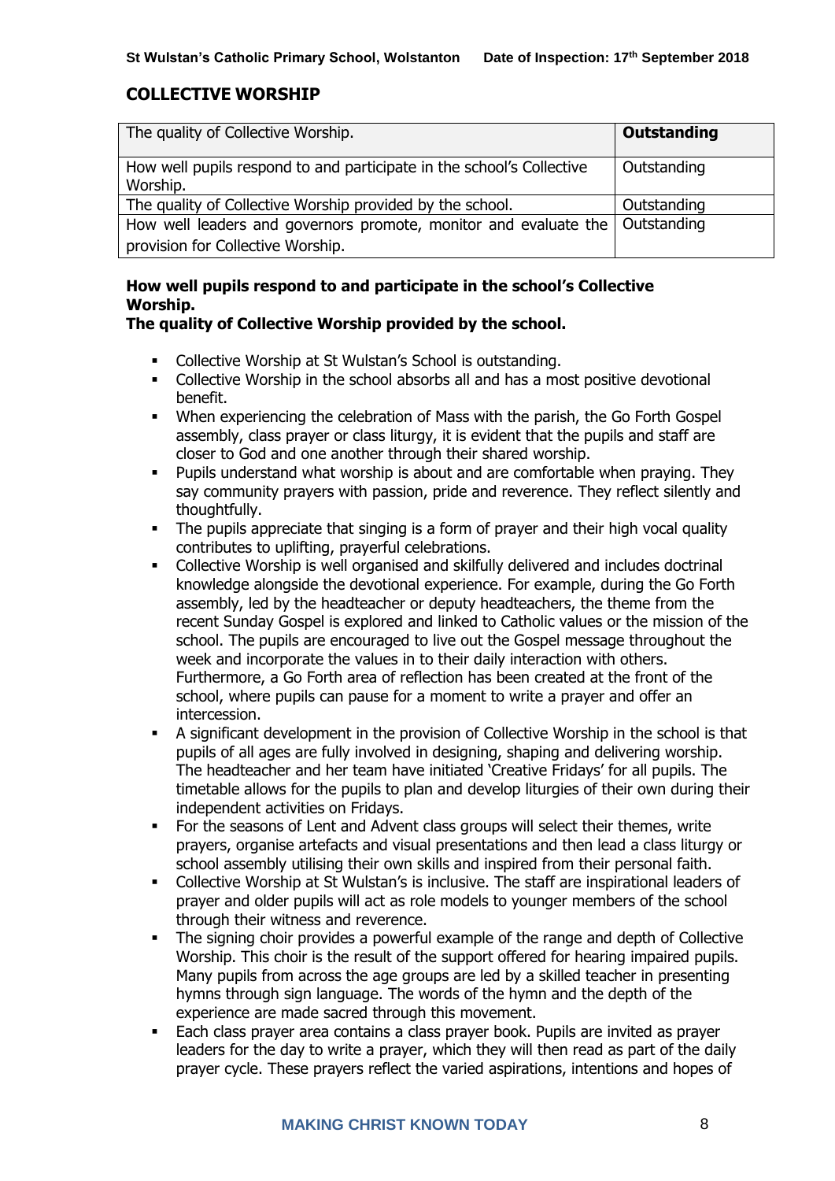## COLLECTIVE WORSHIP

| The quality of Collective Worship. | **Outstanding** |
|---|---|
| How well pupils respond to and participate in the school's Collective Worship. | Outstanding |
| The quality of Collective Worship provided by the school. | Outstanding |
| How well leaders and governors promote, monitor and evaluate the provision for Collective Worship. | Outstanding |

### How well pupils respond to and participate in the school's Collective Worship.
### The quality of Collective Worship provided by the school.

- Collective Worship at St Wulstan's School is outstanding.
- Collective Worship in the school absorbs all and has a most positive devotional benefit.
- When experiencing the celebration of Mass with the parish, the Go Forth Gospel assembly, class prayer or class liturgy, it is evident that the pupils and staff are closer to God and one another through their shared worship.
- Pupils understand what worship is about and are comfortable when praying. They say community prayers with passion, pride and reverence. They reflect silently and thoughtfully.
- The pupils appreciate that singing is a form of prayer and their high vocal quality contributes to uplifting, prayerful celebrations.
- Collective Worship is well organised and skilfully delivered and includes doctrinal knowledge alongside the devotional experience. For example, during the Go Forth assembly, led by the headteacher or deputy headteachers, the theme from the recent Sunday Gospel is explored and linked to Catholic values or the mission of the school. The pupils are encouraged to live out the Gospel message throughout the week and incorporate the values in to their daily interaction with others. Furthermore, a Go Forth area of reflection has been created at the front of the school, where pupils can pause for a moment to write a prayer and offer an intercession.
- A significant development in the provision of Collective Worship in the school is that pupils of all ages are fully involved in designing, shaping and delivering worship. The headteacher and her team have initiated 'Creative Fridays' for all pupils. The timetable allows for the pupils to plan and develop liturgies of their own during their independent activities on Fridays.
- For the seasons of Lent and Advent class groups will select their themes, write prayers, organise artefacts and visual presentations and then lead a class liturgy or school assembly utilising their own skills and inspired from their personal faith.
- Collective Worship at St Wulstan's is inclusive. The staff are inspirational leaders of prayer and older pupils will act as role models to younger members of the school through their witness and reverence.
- The signing choir provides a powerful example of the range and depth of Collective Worship. This choir is the result of the support offered for hearing impaired pupils. Many pupils from across the age groups are led by a skilled teacher in presenting hymns through sign language. The words of the hymn and the depth of the experience are made sacred through this movement.
- Each class prayer area contains a class prayer book. Pupils are invited as prayer leaders for the day to write a prayer, which they will then read as part of the daily prayer cycle. These prayers reflect the varied aspirations, intentions and hopes of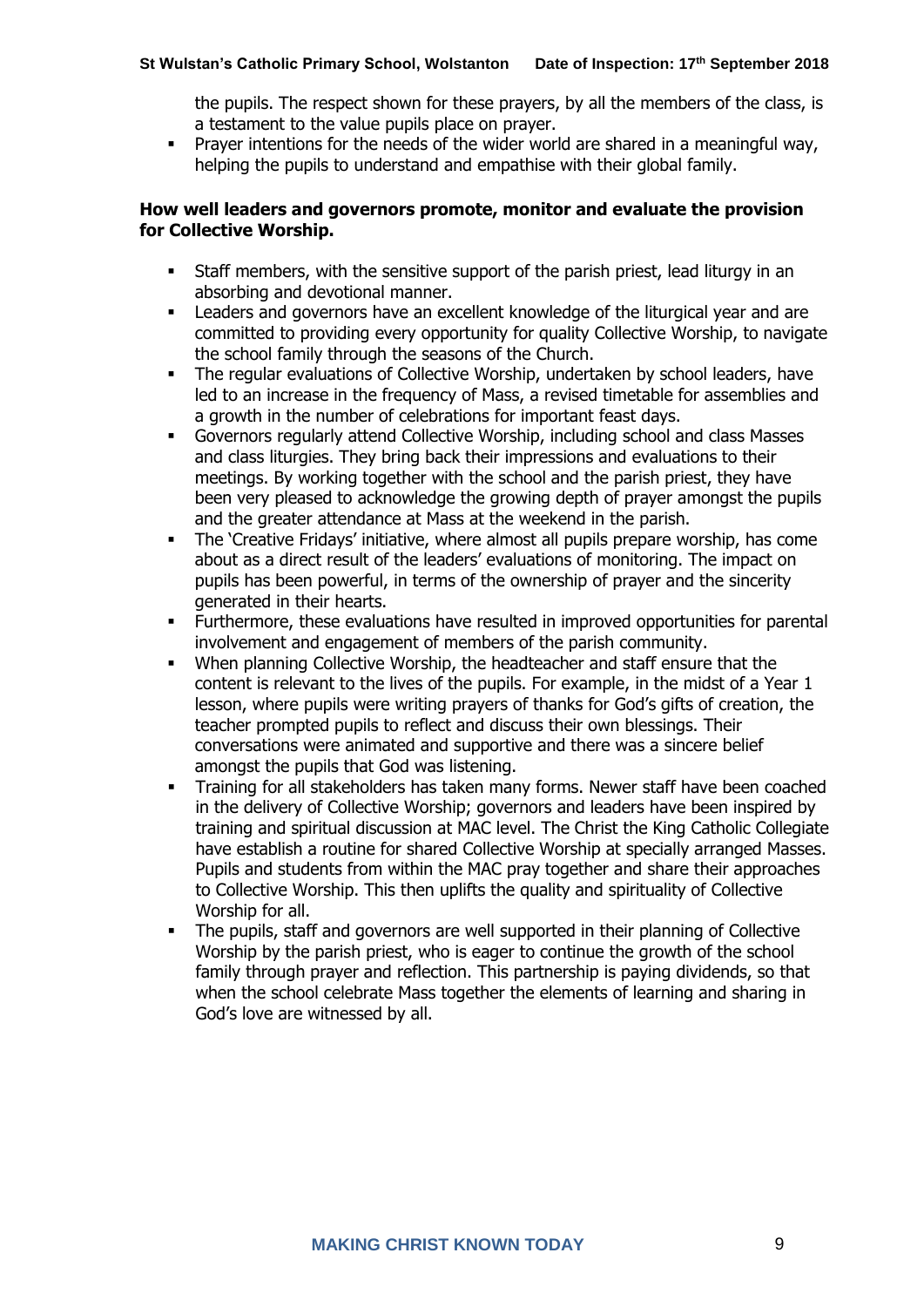the pupils. The respect shown for these prayers, by all the members of the class, is a testament to the value pupils place on prayer.

- Prayer intentions for the needs of the wider world are shared in a meaningful way, helping the pupils to understand and empathise with their global family.

**How well leaders and governors promote, monitor and evaluate the provision for Collective Worship.**

- Staff members, with the sensitive support of the parish priest, lead liturgy in an absorbing and devotional manner.
- Leaders and governors have an excellent knowledge of the liturgical year and are committed to providing every opportunity for quality Collective Worship, to navigate the school family through the seasons of the Church.
- The regular evaluations of Collective Worship, undertaken by school leaders, have led to an increase in the frequency of Mass, a revised timetable for assemblies and a growth in the number of celebrations for important feast days.
- Governors regularly attend Collective Worship, including school and class Masses and class liturgies. They bring back their impressions and evaluations to their meetings. By working together with the school and the parish priest, they have been very pleased to acknowledge the growing depth of prayer amongst the pupils and the greater attendance at Mass at the weekend in the parish.
- The 'Creative Fridays' initiative, where almost all pupils prepare worship, has come about as a direct result of the leaders' evaluations of monitoring. The impact on pupils has been powerful, in terms of the ownership of prayer and the sincerity generated in their hearts.
- Furthermore, these evaluations have resulted in improved opportunities for parental involvement and engagement of members of the parish community.
- When planning Collective Worship, the headteacher and staff ensure that the content is relevant to the lives of the pupils. For example, in the midst of a Year 1 lesson, where pupils were writing prayers of thanks for God's gifts of creation, the teacher prompted pupils to reflect and discuss their own blessings. Their conversations were animated and supportive and there was a sincere belief amongst the pupils that God was listening.
- Training for all stakeholders has taken many forms. Newer staff have been coached in the delivery of Collective Worship; governors and leaders have been inspired by training and spiritual discussion at MAC level. The Christ the King Catholic Collegiate have establish a routine for shared Collective Worship at specially arranged Masses. Pupils and students from within the MAC pray together and share their approaches to Collective Worship. This then uplifts the quality and spirituality of Collective Worship for all.
- The pupils, staff and governors are well supported in their planning of Collective Worship by the parish priest, who is eager to continue the growth of the school family through prayer and reflection. This partnership is paying dividends, so that when the school celebrate Mass together the elements of learning and sharing in God's love are witnessed by all.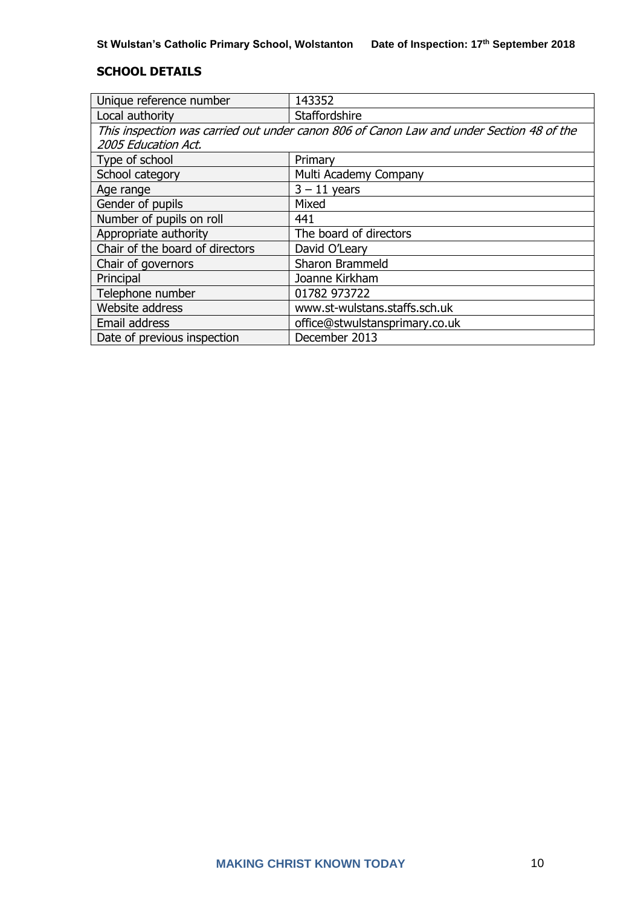## SCHOOL DETAILS

| Unique reference number | 143352 |
|---|---|
| Local authority | Staffordshire |
| *This inspection was carried out under canon 806 of Canon Law and under Section 48 of the 2005 Education Act.* | |
| Type of school | Primary |
| School category | Multi Academy Company |
| Age range | 3 – 11 years |
| Gender of pupils | Mixed |
| Number of pupils on roll | 441 |
| Appropriate authority | The board of directors |
| Chair of the board of directors | David O'Leary |
| Chair of governors | Sharon Brammeld |
| Principal | Joanne Kirkham |
| Telephone number | 01782 973722 |
| Website address | www.st-wulstans.staffs.sch.uk |
| Email address | office@stwulstansprimary.co.uk |
| Date of previous inspection | December 2013 |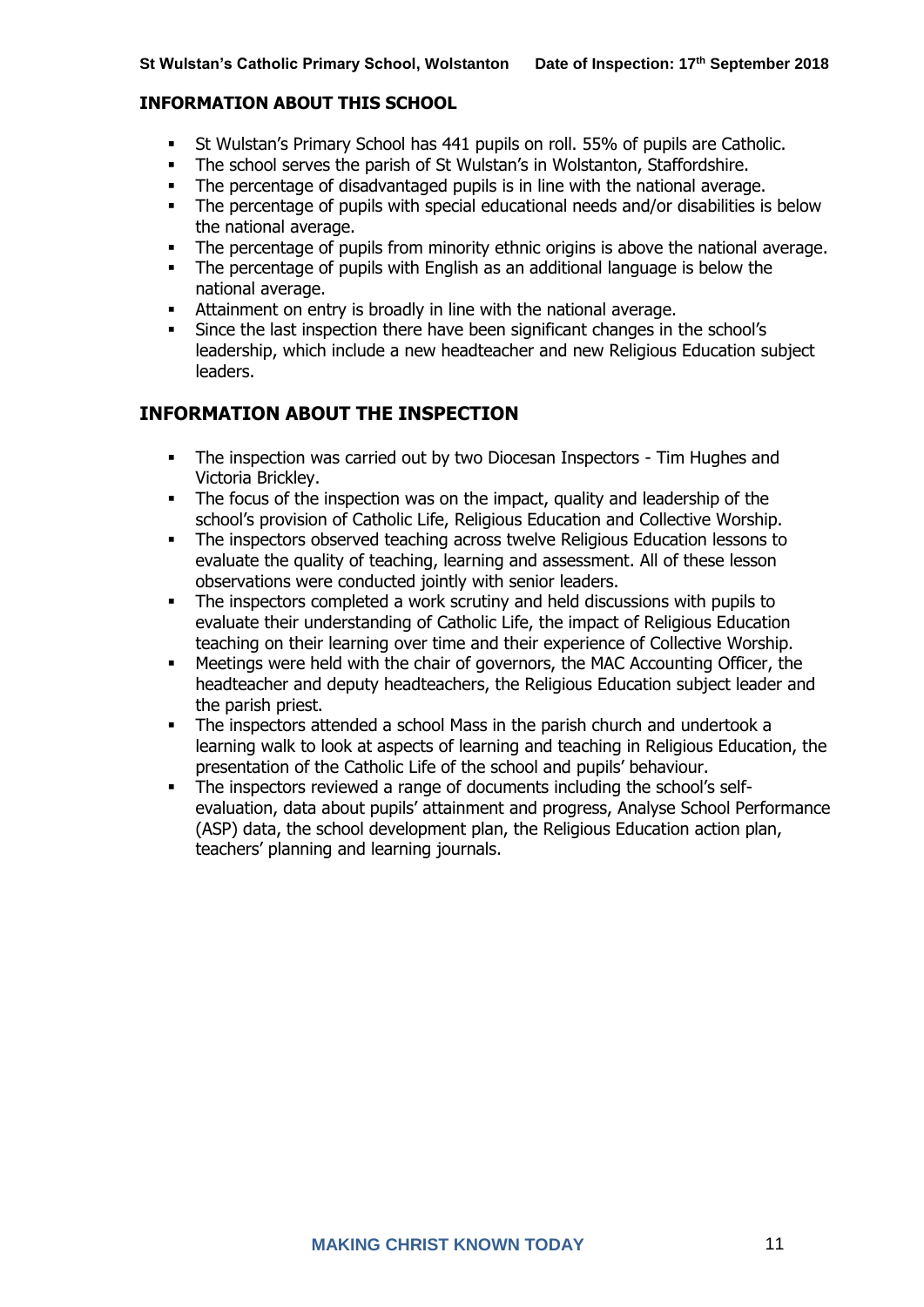## INFORMATION ABOUT THIS SCHOOL

- St Wulstan's Primary School has 441 pupils on roll. 55% of pupils are Catholic.
- The school serves the parish of St Wulstan's in Wolstanton, Staffordshire.
- The percentage of disadvantaged pupils is in line with the national average.
- The percentage of pupils with special educational needs and/or disabilities is below the national average.
- The percentage of pupils from minority ethnic origins is above the national average.
- The percentage of pupils with English as an additional language is below the national average.
- Attainment on entry is broadly in line with the national average.
- Since the last inspection there have been significant changes in the school's leadership, which include a new headteacher and new Religious Education subject leaders.

## INFORMATION ABOUT THE INSPECTION

- The inspection was carried out by two Diocesan Inspectors - Tim Hughes and Victoria Brickley.
- The focus of the inspection was on the impact, quality and leadership of the school's provision of Catholic Life, Religious Education and Collective Worship.
- The inspectors observed teaching across twelve Religious Education lessons to evaluate the quality of teaching, learning and assessment. All of these lesson observations were conducted jointly with senior leaders.
- The inspectors completed a work scrutiny and held discussions with pupils to evaluate their understanding of Catholic Life, the impact of Religious Education teaching on their learning over time and their experience of Collective Worship.
- Meetings were held with the chair of governors, the MAC Accounting Officer, the headteacher and deputy headteachers, the Religious Education subject leader and the parish priest.
- The inspectors attended a school Mass in the parish church and undertook a learning walk to look at aspects of learning and teaching in Religious Education, the presentation of the Catholic Life of the school and pupils' behaviour.
- The inspectors reviewed a range of documents including the school's self-evaluation, data about pupils' attainment and progress, Analyse School Performance (ASP) data, the school development plan, the Religious Education action plan, teachers' planning and learning journals.